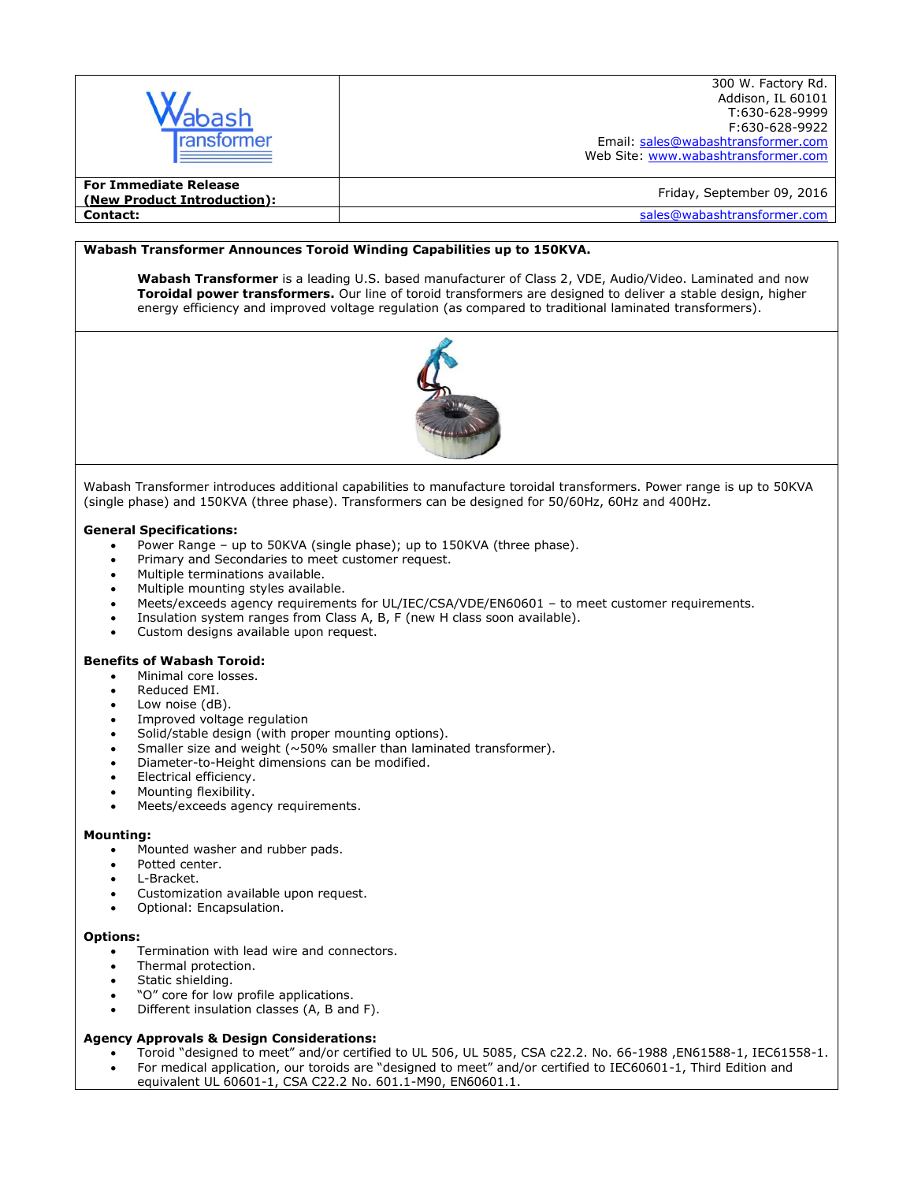| Wabash Transformer | 300 W. Factory Rd.<br>Addison, IL 60101<br>T:630-628-9999<br>F:630-628-9922<br>Email: sales@wabashtransformer.com<br>Web Site: www.wabashtransformer.com |
|---|---|
| **For Immediate Release (New Product Introduction):** | Friday, September 09, 2016 |
| **Contact:** | sales@wabashtransformer.com |

**Wabash Transformer Announces Toroid Winding Capabilities up to 150KVA.**

**Wabash Transformer** is a leading U.S. based manufacturer of Class 2, VDE, Audio/Video. Laminated and now **Toroidal power transformers.** Our line of toroid transformers are designed to deliver a stable design, higher energy efficiency and improved voltage regulation (as compared to traditional laminated transformers).

Wabash Transformer introduces additional capabilities to manufacture toroidal transformers. Power range is up to 50KVA (single phase) and 150KVA (three phase). Transformers can be designed for 50/60Hz, 60Hz and 400Hz.

**General Specifications:**

- Power Range – up to 50KVA (single phase); up to 150KVA (three phase).
- Primary and Secondaries to meet customer request.
- Multiple terminations available.
- Multiple mounting styles available.
- Meets/exceeds agency requirements for UL/IEC/CSA/VDE/EN60601 – to meet customer requirements.
- Insulation system ranges from Class A, B, F (new H class soon available).
- Custom designs available upon request.

**Benefits of Wabash Toroid:**

- Minimal core losses.
- Reduced EMI.
- Low noise (dB).
- Improved voltage regulation
- Solid/stable design (with proper mounting options).
- Smaller size and weight (~50% smaller than laminated transformer).
- Diameter-to-Height dimensions can be modified.
- Electrical efficiency.
- Mounting flexibility.
- Meets/exceeds agency requirements.

**Mounting:**

- Mounted washer and rubber pads.
- Potted center.
- L-Bracket.
- Customization available upon request.
- Optional: Encapsulation.

**Options:**

- Termination with lead wire and connectors.
- Thermal protection.
- Static shielding.
- "O" core for low profile applications.
- Different insulation classes (A, B and F).

**Agency Approvals & Design Considerations:**

- Toroid "designed to meet" and/or certified to UL 506, UL 5085, CSA c22.2. No. 66-1988 ,EN61588-1, IEC61558-1.
- For medical application, our toroids are "designed to meet" and/or certified to IEC60601-1, Third Edition and equivalent UL 60601-1, CSA C22.2 No. 601.1-M90, EN60601.1.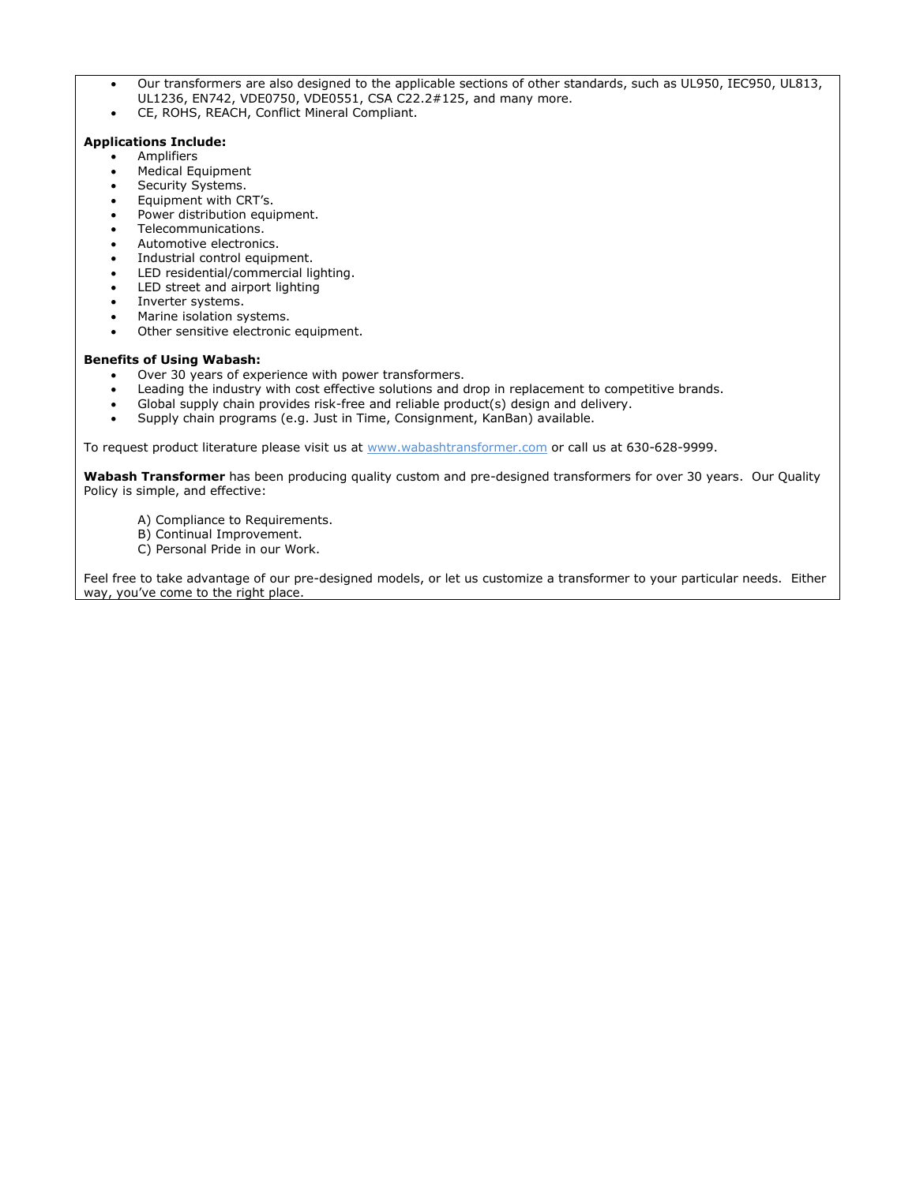- Our transformers are also designed to the applicable sections of other standards, such as UL950, IEC950, UL813, UL1236, EN742, VDE0750, VDE0551, CSA C22.2#125, and many more.
- CE, ROHS, REACH, Conflict Mineral Compliant.

**Applications Include:**

- Amplifiers
- Medical Equipment
- Security Systems.
- Equipment with CRT's.
- Power distribution equipment.
- Telecommunications.
- Automotive electronics.
- Industrial control equipment.
- LED residential/commercial lighting.
- LED street and airport lighting
- Inverter systems.
- Marine isolation systems.
- Other sensitive electronic equipment.

**Benefits of Using Wabash:**

- Over 30 years of experience with power transformers.
- Leading the industry with cost effective solutions and drop in replacement to competitive brands.
- Global supply chain provides risk-free and reliable product(s) design and delivery.
- Supply chain programs (e.g. Just in Time, Consignment, KanBan) available.

To request product literature please visit us at [www.wabashtransformer.com](http://www.wabashtransformer.com) or call us at 630-628-9999.

**Wabash Transformer** has been producing quality custom and pre-designed transformers for over 30 years. Our Quality Policy is simple, and effective:

A) Compliance to Requirements.
B) Continual Improvement.
C) Personal Pride in our Work.

Feel free to take advantage of our pre-designed models, or let us customize a transformer to your particular needs. Either way, you've come to the right place.